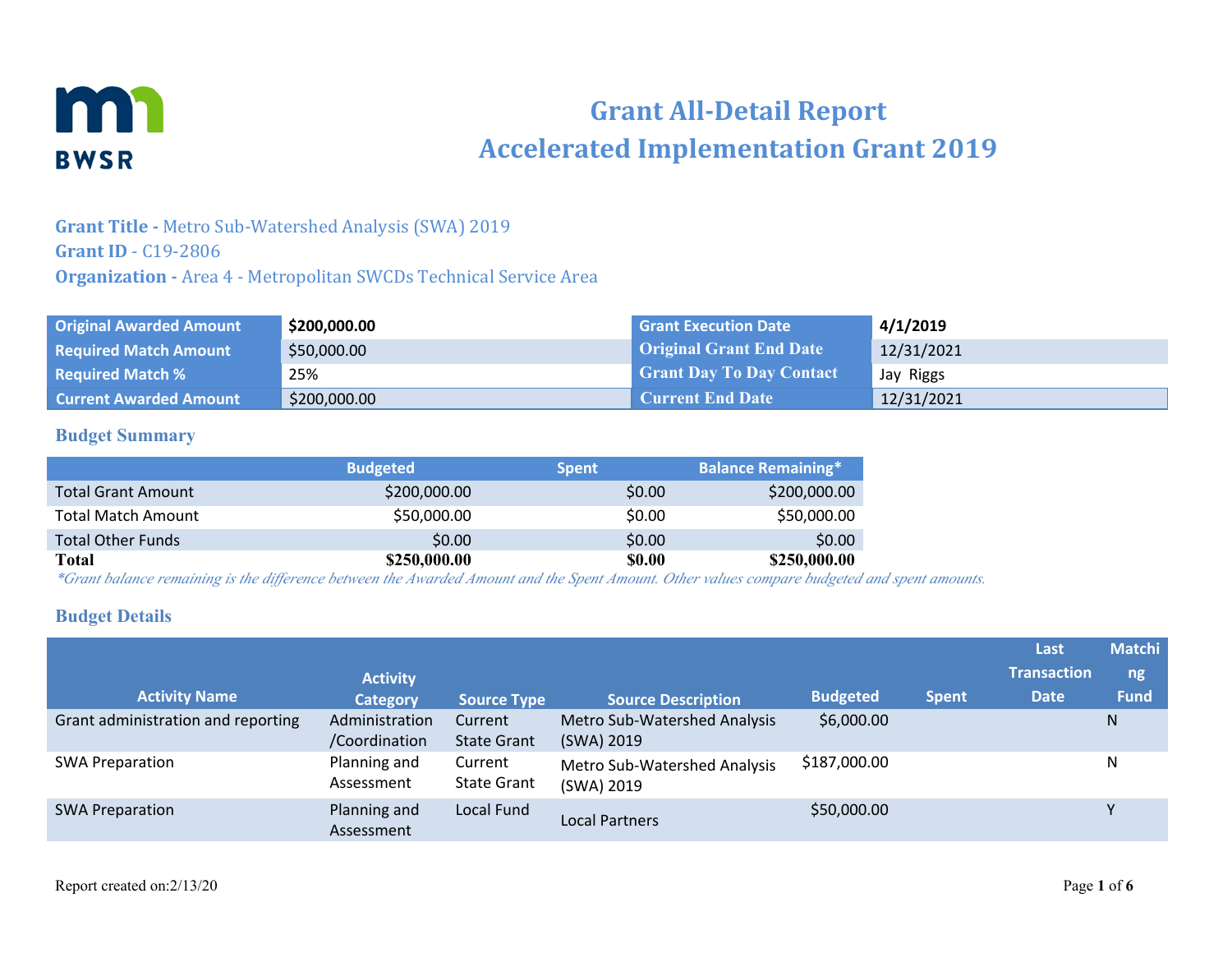BWSR

# Grant All-Detail Report
# Accelerated Implementation Grant 2019

**Grant Title -** Metro Sub-Watershed Analysis (SWA) 2019
**Grant ID -** C19-2806
**Organization -** Area 4 - Metropolitan SWCDs Technical Service Area

| | | | |
|---|---|---|---|
| **Original Awarded Amount** | **$200,000.00** | **Grant Execution Date** | **4/1/2019** |
| **Required Match Amount** | $50,000.00 | **Original Grant End Date** | 12/31/2021 |
| **Required Match %** | 25% | **Grant Day To Day Contact** | Jay Riggs |
| **Current Awarded Amount** | $200,000.00 | **Current End Date** | 12/31/2021 |

## Budget Summary

| | Budgeted | Spent | Balance Remaining* |
|---|---|---|---|
| Total Grant Amount | $200,000.00 | $0.00 | $200,000.00 |
| Total Match Amount | $50,000.00 | $0.00 | $50,000.00 |
| Total Other Funds | $0.00 | $0.00 | $0.00 |
| **Total** | **$250,000.00** | **$0.00** | **$250,000.00** |

*\*Grant balance remaining is the difference between the Awarded Amount and the Spent Amount. Other values compare budgeted and spent amounts.*

## Budget Details

| Activity Name | Activity Category | Source Type | Source Description | Budgeted | Spent | Last Transaction Date | Matching Fund |
|---|---|---|---|---|---|---|---|
| Grant administration and reporting | Administration /Coordination | Current State Grant | Metro Sub-Watershed Analysis (SWA) 2019 | $6,000.00 | | | N |
| SWA Preparation | Planning and Assessment | Current State Grant | Metro Sub-Watershed Analysis (SWA) 2019 | $187,000.00 | | | N |
| SWA Preparation | Planning and Assessment | Local Fund | Local Partners | $50,000.00 | | | Y |

Report created on:2/13/20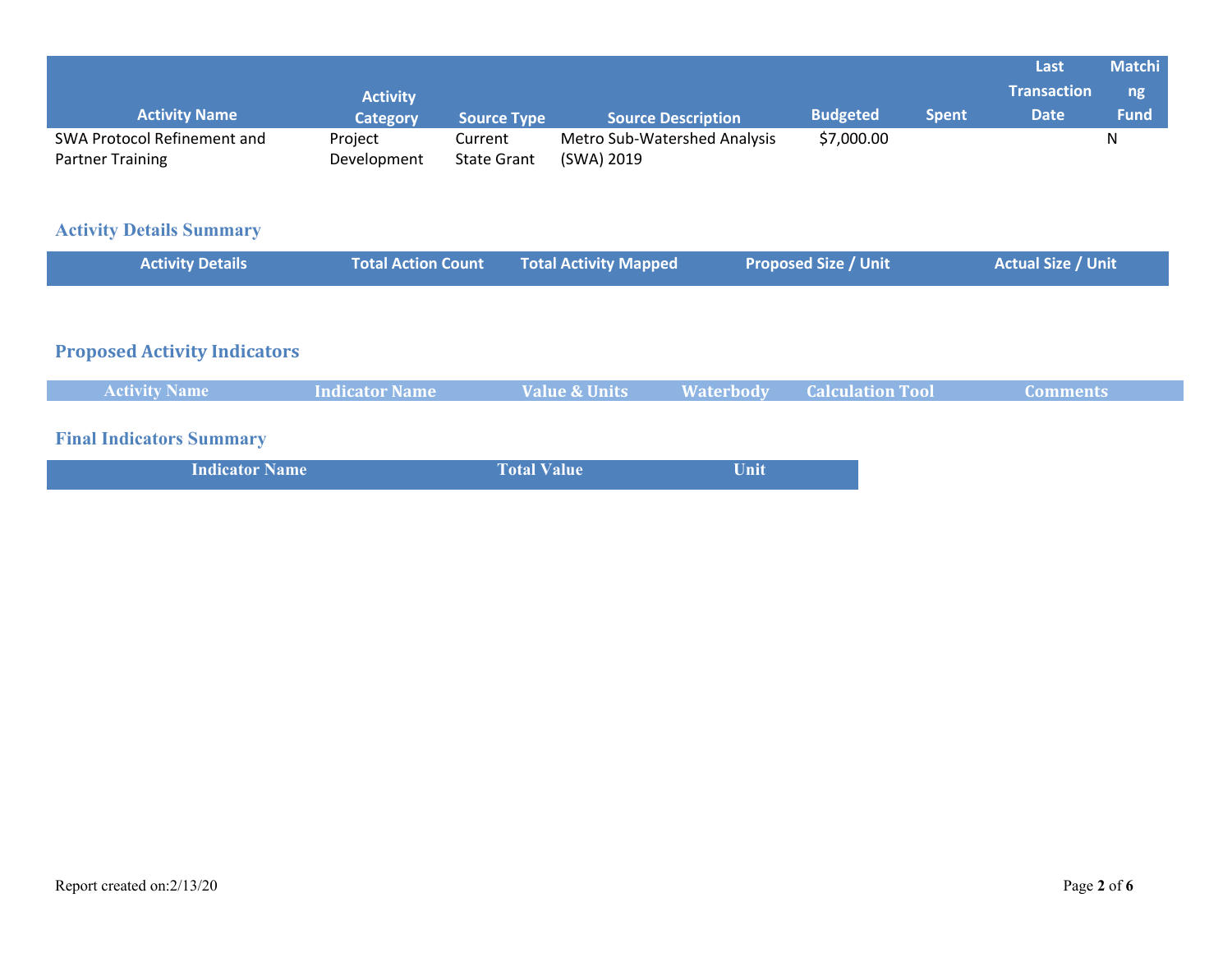| Activity Name | Activity Category | Source Type | Source Description | Budgeted | Spent | Last Transaction Date | Matching Fund |
|---|---|---|---|---|---|---|---|
| SWA Protocol Refinement and Partner Training | Project Development | Current State Grant | Metro Sub-Watershed Analysis (SWA) 2019 | $7,000.00 | | | N |

## Activity Details Summary

| Activity Details | Total Action Count | Total Activity Mapped | Proposed Size / Unit | Actual Size / Unit |
|---|---|---|---|---|

## Proposed Activity Indicators

| Activity Name | Indicator Name | Value & Units | Waterbody | Calculation Tool | Comments |
|---|---|---|---|---|---|

## Final Indicators Summary

| Indicator Name | Total Value | Unit |
|---|---|---|

Report created on:2/13/20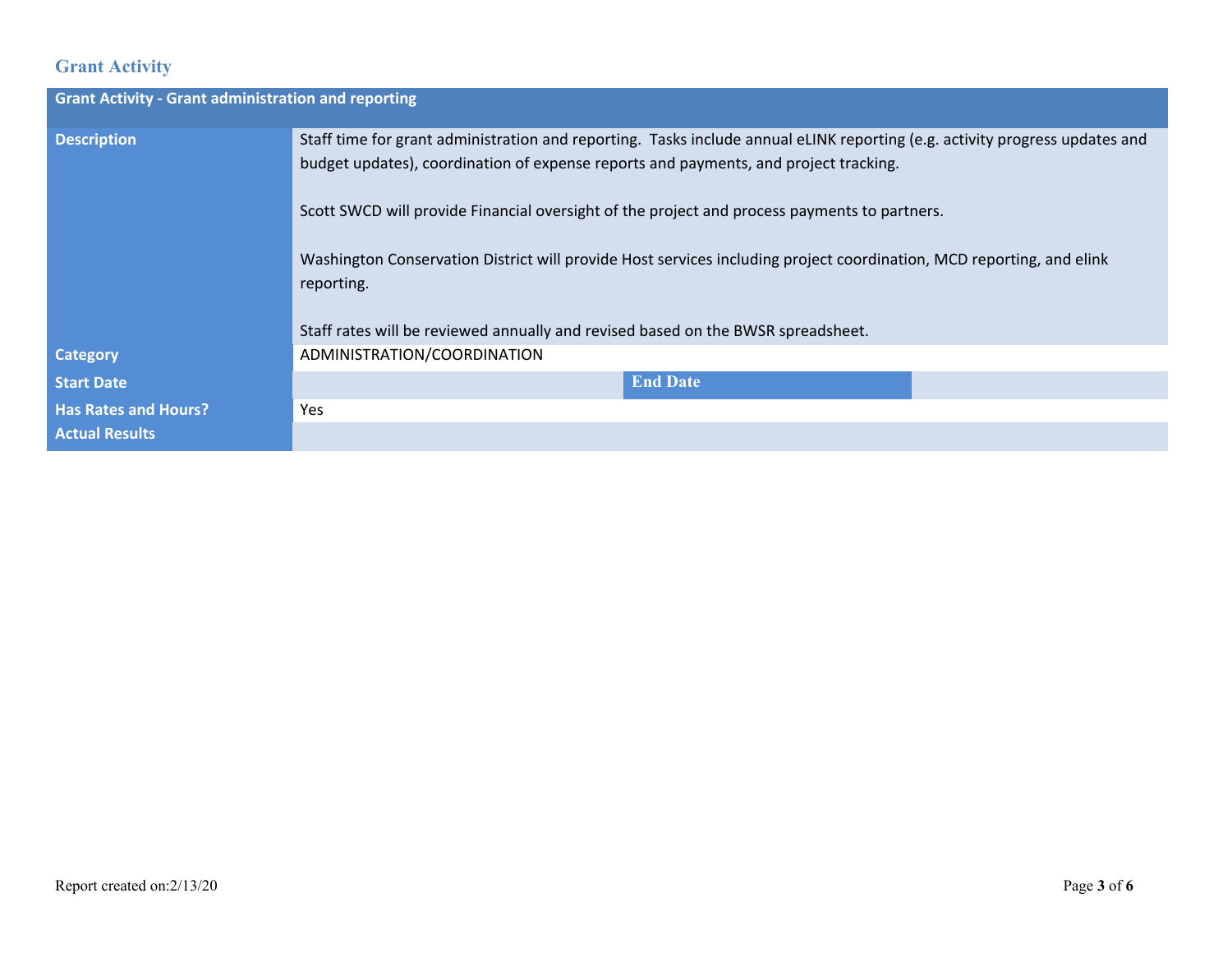## Grant Activity

| Grant Activity - Grant administration and reporting | | | |
|---|---|---|---|
| **Description** | Staff time for grant administration and reporting. Tasks include annual eLINK reporting (e.g. activity progress updates and budget updates), coordination of expense reports and payments, and project tracking.<br><br>Scott SWCD will provide Financial oversight of the project and process payments to partners.<br><br>Washington Conservation District will provide Host services including project coordination, MCD reporting, and elink reporting.<br><br>Staff rates will be reviewed annually and revised based on the BWSR spreadsheet. | | |
| **Category** | ADMINISTRATION/COORDINATION | | |
| **Start Date** | | **End Date** | |
| **Has Rates and Hours?** | Yes | | |
| **Actual Results** | | | |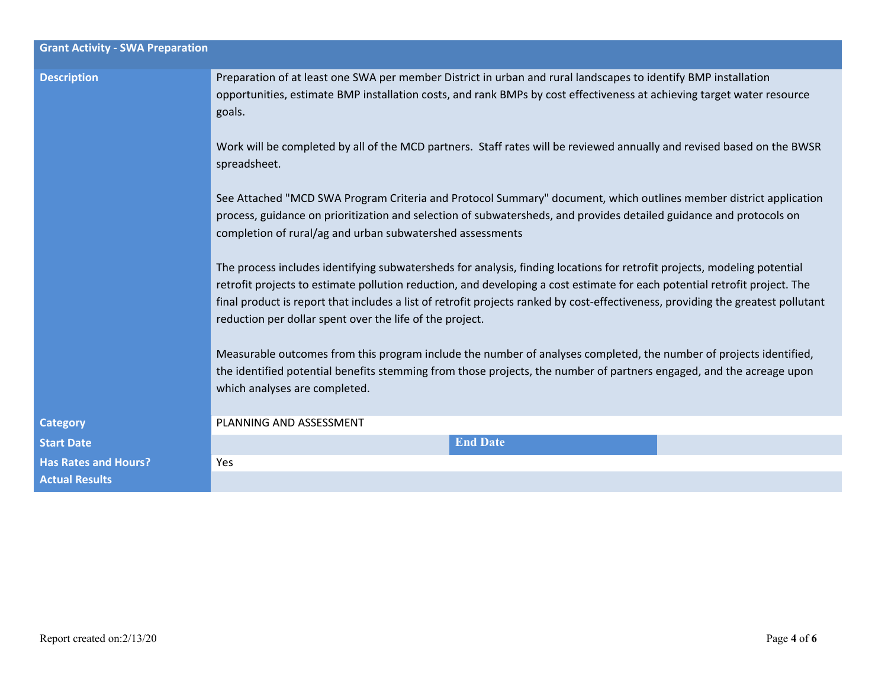| Grant Activity - SWA Preparation | | | |
|---|---|---|---|
| **Description** | Preparation of at least one SWA per member District in urban and rural landscapes to identify BMP installation opportunities, estimate BMP installation costs, and rank BMPs by cost effectiveness at achieving target water resource goals.<br><br>Work will be completed by all of the MCD partners. Staff rates will be reviewed annually and revised based on the BWSR spreadsheet.<br><br>See Attached "MCD SWA Program Criteria and Protocol Summary" document, which outlines member district application process, guidance on prioritization and selection of subwatersheds, and provides detailed guidance and protocols on completion of rural/ag and urban subwatershed assessments<br><br>The process includes identifying subwatersheds for analysis, finding locations for retrofit projects, modeling potential retrofit projects to estimate pollution reduction, and developing a cost estimate for each potential retrofit project. The final product is report that includes a list of retrofit projects ranked by cost-effectiveness, providing the greatest pollutant reduction per dollar spent over the life of the project.<br><br>Measurable outcomes from this program include the number of analyses completed, the number of projects identified, the identified potential benefits stemming from those projects, the number of partners engaged, and the acreage upon which analyses are completed. | | |
| **Category** | PLANNING AND ASSESSMENT | | |
| **Start Date** | | **End Date** | |
| **Has Rates and Hours?** | Yes | | |
| **Actual Results** | | | |

Report created on:2/13/20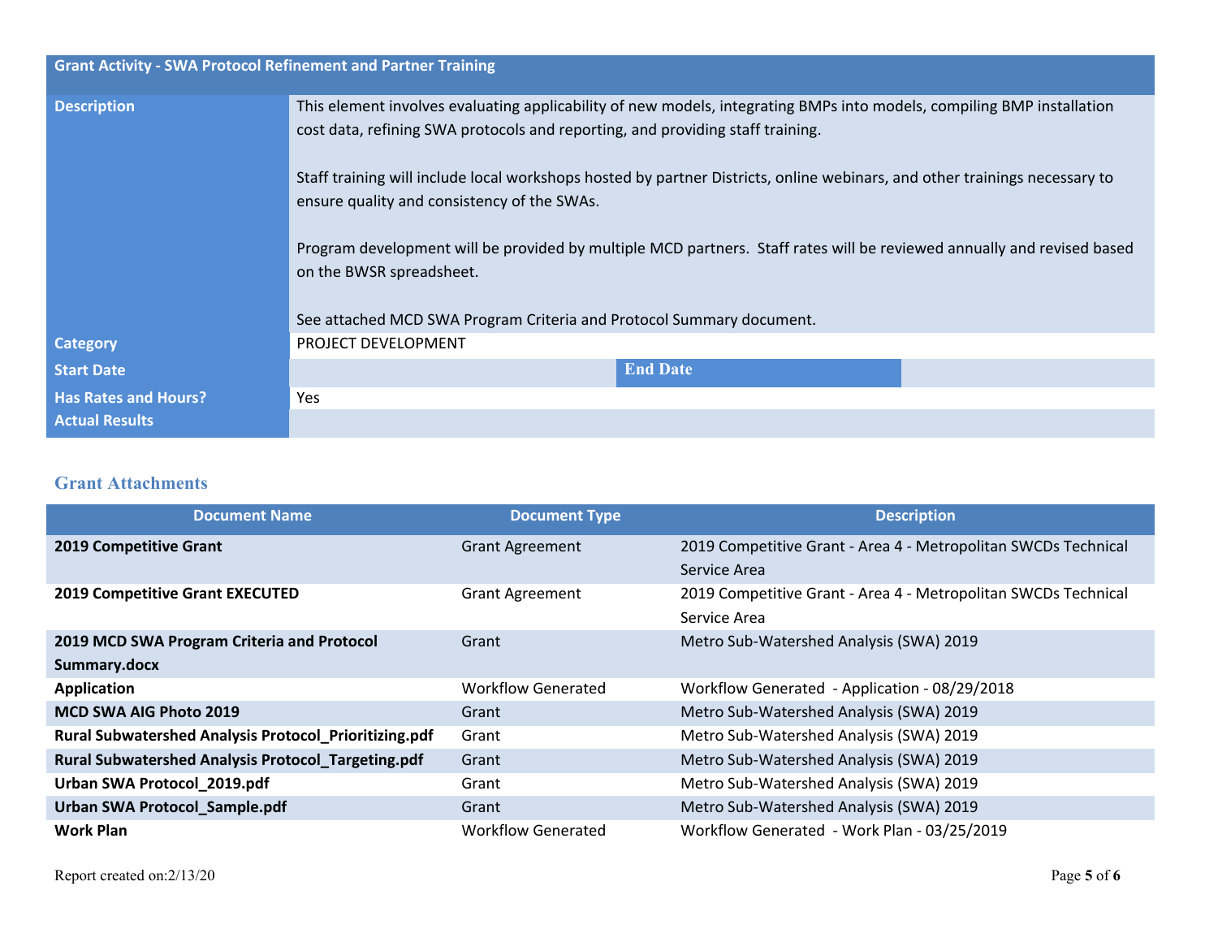| Grant Activity - SWA Protocol Refinement and Partner Training | | | |
|---|---|---|---|
| **Description** | This element involves evaluating applicability of new models, integrating BMPs into models, compiling BMP installation cost data, refining SWA protocols and reporting, and providing staff training.<br><br>Staff training will include local workshops hosted by partner Districts, online webinars, and other trainings necessary to ensure quality and consistency of the SWAs.<br><br>Program development will be provided by multiple MCD partners. Staff rates will be reviewed annually and revised based on the BWSR spreadsheet.<br><br>See attached MCD SWA Program Criteria and Protocol Summary document. | | |
| **Category** | PROJECT DEVELOPMENT | | |
| **Start Date** | | **End Date** | |
| **Has Rates and Hours?** | Yes | | |
| **Actual Results** | | | |

## Grant Attachments

| Document Name | Document Type | Description |
|---|---|---|
| **2019 Competitive Grant** | Grant Agreement | 2019 Competitive Grant - Area 4 - Metropolitan SWCDs Technical Service Area |
| **2019 Competitive Grant EXECUTED** | Grant Agreement | 2019 Competitive Grant - Area 4 - Metropolitan SWCDs Technical Service Area |
| **2019 MCD SWA Program Criteria and Protocol Summary.docx** | Grant | Metro Sub-Watershed Analysis (SWA) 2019 |
| **Application** | Workflow Generated | Workflow Generated - Application - 08/29/2018 |
| **MCD SWA AIG Photo 2019** | Grant | Metro Sub-Watershed Analysis (SWA) 2019 |
| **Rural Subwatershed Analysis Protocol_Prioritizing.pdf** | Grant | Metro Sub-Watershed Analysis (SWA) 2019 |
| **Rural Subwatershed Analysis Protocol_Targeting.pdf** | Grant | Metro Sub-Watershed Analysis (SWA) 2019 |
| **Urban SWA Protocol_2019.pdf** | Grant | Metro Sub-Watershed Analysis (SWA) 2019 |
| **Urban SWA Protocol_Sample.pdf** | Grant | Metro Sub-Watershed Analysis (SWA) 2019 |
| **Work Plan** | Workflow Generated | Workflow Generated - Work Plan - 03/25/2019 |

Report created on:2/13/20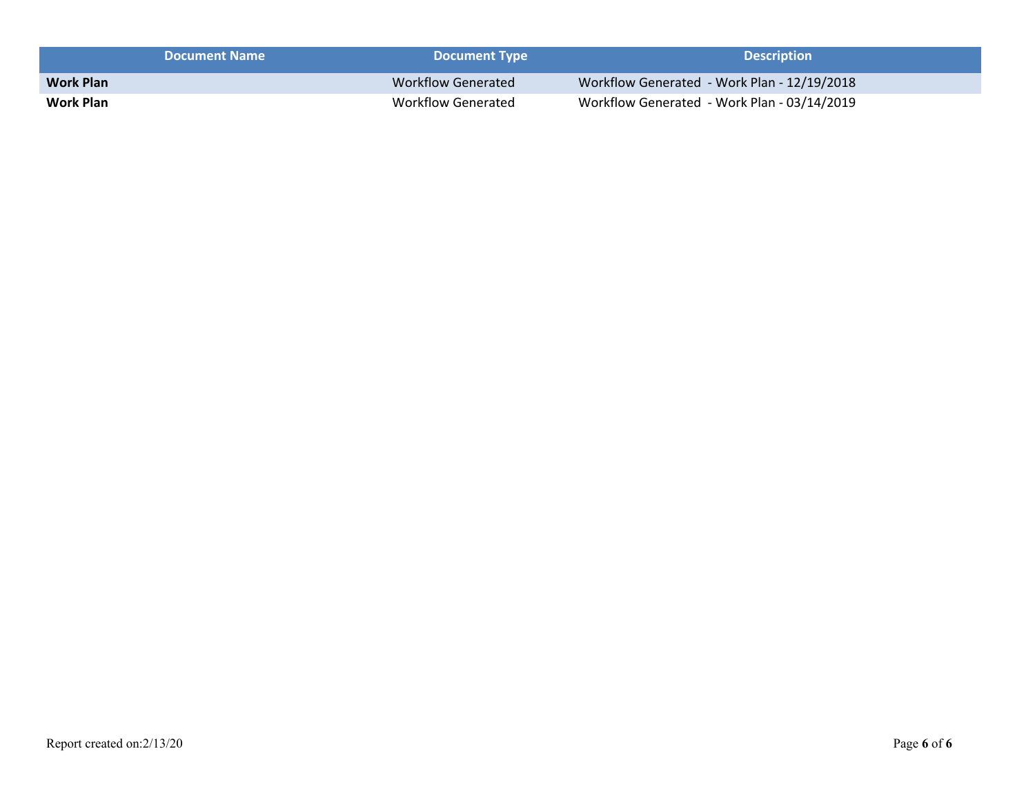| Document Name | Document Type | Description |
| --- | --- | --- |
| **Work Plan** | Workflow Generated | Workflow Generated  - Work Plan - 12/19/2018 |
| **Work Plan** | Workflow Generated | Workflow Generated  - Work Plan - 03/14/2019 |

Report created on:2/13/20